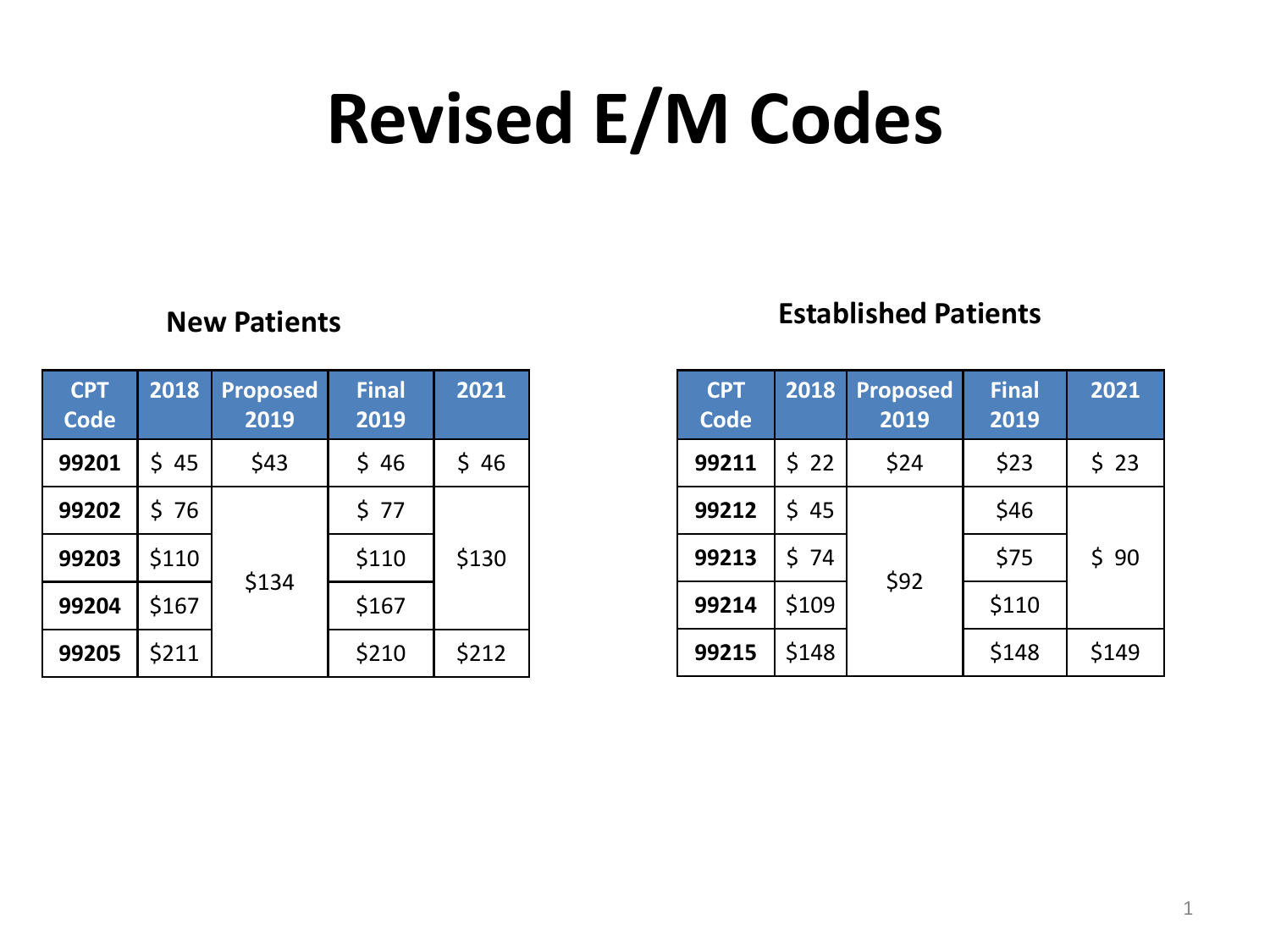# Revised E/M Codes

### New Patients

| CPT Code | 2018 | Proposed 2019 | Final 2019 | 2021 |
|---|---|---|---|---|
| **99201** | $ 45 | $43 | $ 46 | $ 46 |
| **99202** | $ 76 | $134 | $ 77 | $130 |
| **99203** | $110 | | $110 | |
| **99204** | $167 | | $167 | |
| **99205** | $211 | | $210 | $212 |

### Established Patients

| CPT Code | 2018 | Proposed 2019 | Final 2019 | 2021 |
|---|---|---|---|---|
| **99211** | $ 22 | $24 | $23 | $ 23 |
| **99212** | $ 45 | $92 | $46 | $ 90 |
| **99213** | $ 74 | | $75 | |
| **99214** | $109 | | $110 | |
| **99215** | $148 | | $148 | $149 |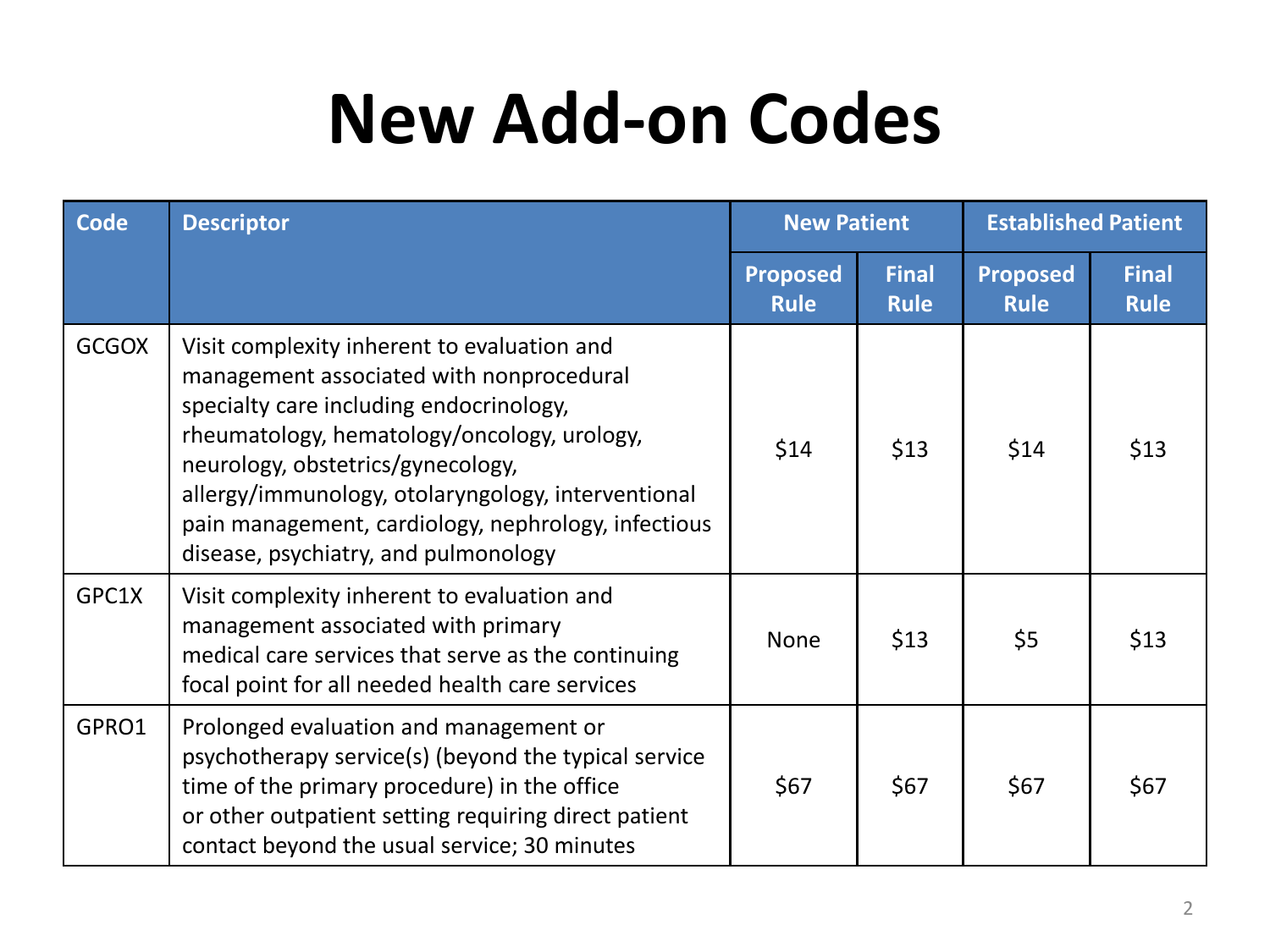# New Add-on Codes

| Code | Descriptor | New Patient | | Established Patient | |
|---|---|---|---|---|---|
| | | Proposed Rule | Final Rule | Proposed Rule | Final Rule |
| GCGOX | Visit complexity inherent to evaluation and management associated with nonprocedural specialty care including endocrinology, rheumatology, hematology/oncology, urology, neurology, obstetrics/gynecology, allergy/immunology, otolaryngology, interventional pain management, cardiology, nephrology, infectious disease, psychiatry, and pulmonology | $14 | $13 | $14 | $13 |
| GPC1X | Visit complexity inherent to evaluation and management associated with primary medical care services that serve as the continuing focal point for all needed health care services | None | $13 | $5 | $13 |
| GPRO1 | Prolonged evaluation and management or psychotherapy service(s) (beyond the typical service time of the primary procedure) in the office or other outpatient setting requiring direct patient contact beyond the usual service; 30 minutes | $67 | $67 | $67 | $67 |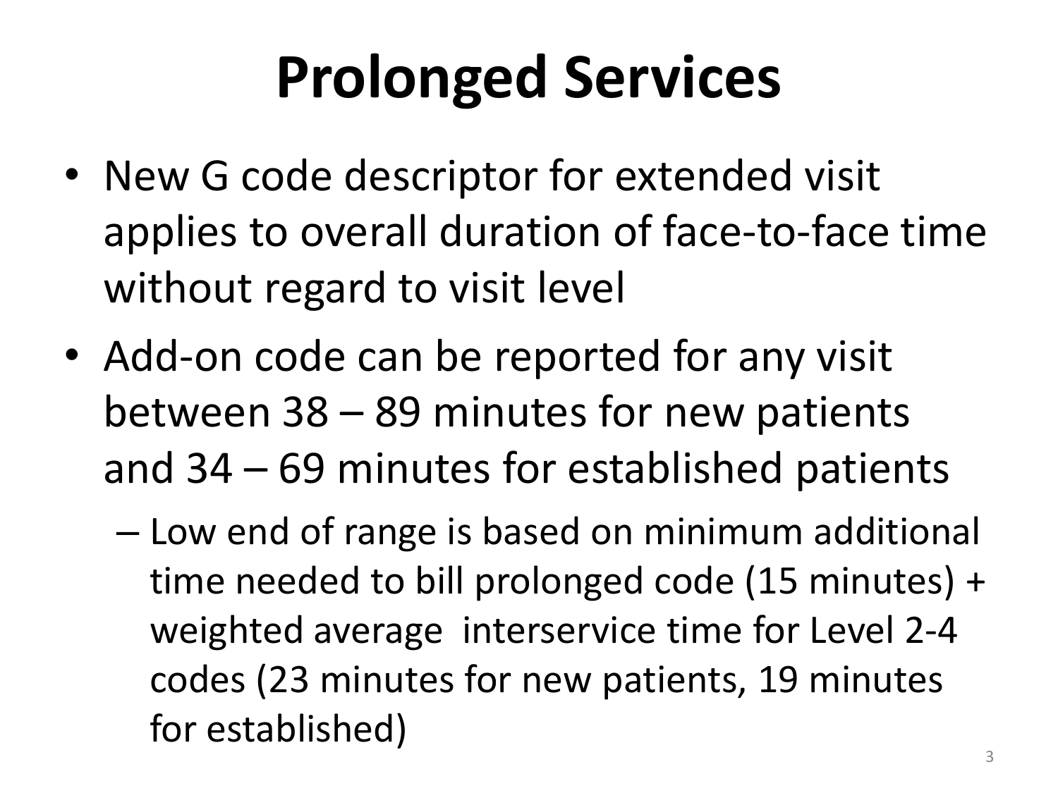# Prolonged Services

- New G code descriptor for extended visit applies to overall duration of face-to-face time without regard to visit level
- Add-on code can be reported for any visit between 38 – 89 minutes for new patients and 34 – 69 minutes for established patients
  - Low end of range is based on minimum additional time needed to bill prolonged code (15 minutes) + weighted average interservice time for Level 2-4 codes (23 minutes for new patients, 19 minutes for established)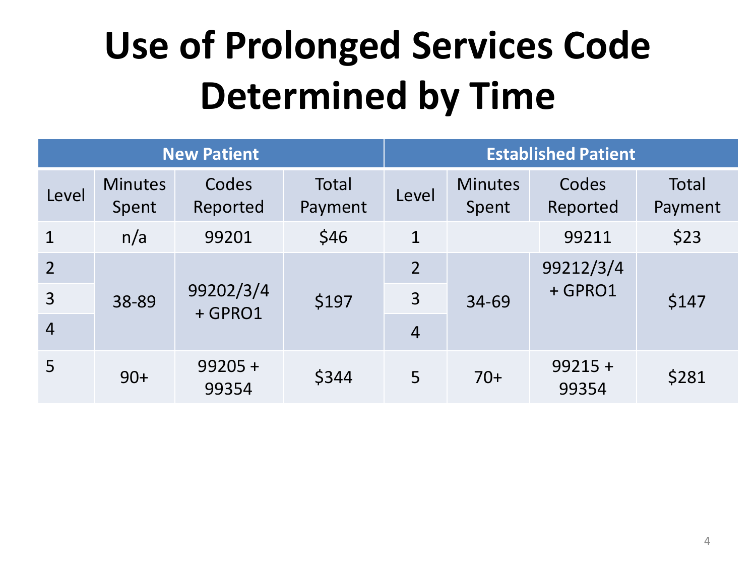# Use of Prolonged Services Code Determined by Time

| New Patient | | | | Established Patient | | | |
|---|---|---|---|---|---|---|---|
| Level | Minutes Spent | Codes Reported | Total Payment | Level | Minutes Spent | Codes Reported | Total Payment |
| 1 | n/a | 99201 | $46 | 1 | | 99211 | $23 |
| 2 | 38-89 | 99202/3/4 + GPRO1 | $197 | 2 | 34-69 | 99212/3/4 + GPRO1 | $147 |
| 3 | | | | 3 | | | |
| 4 | | | | 4 | | | |
| 5 | 90+ | 99205 + 99354 | $344 | 5 | 70+ | 99215 + 99354 | $281 |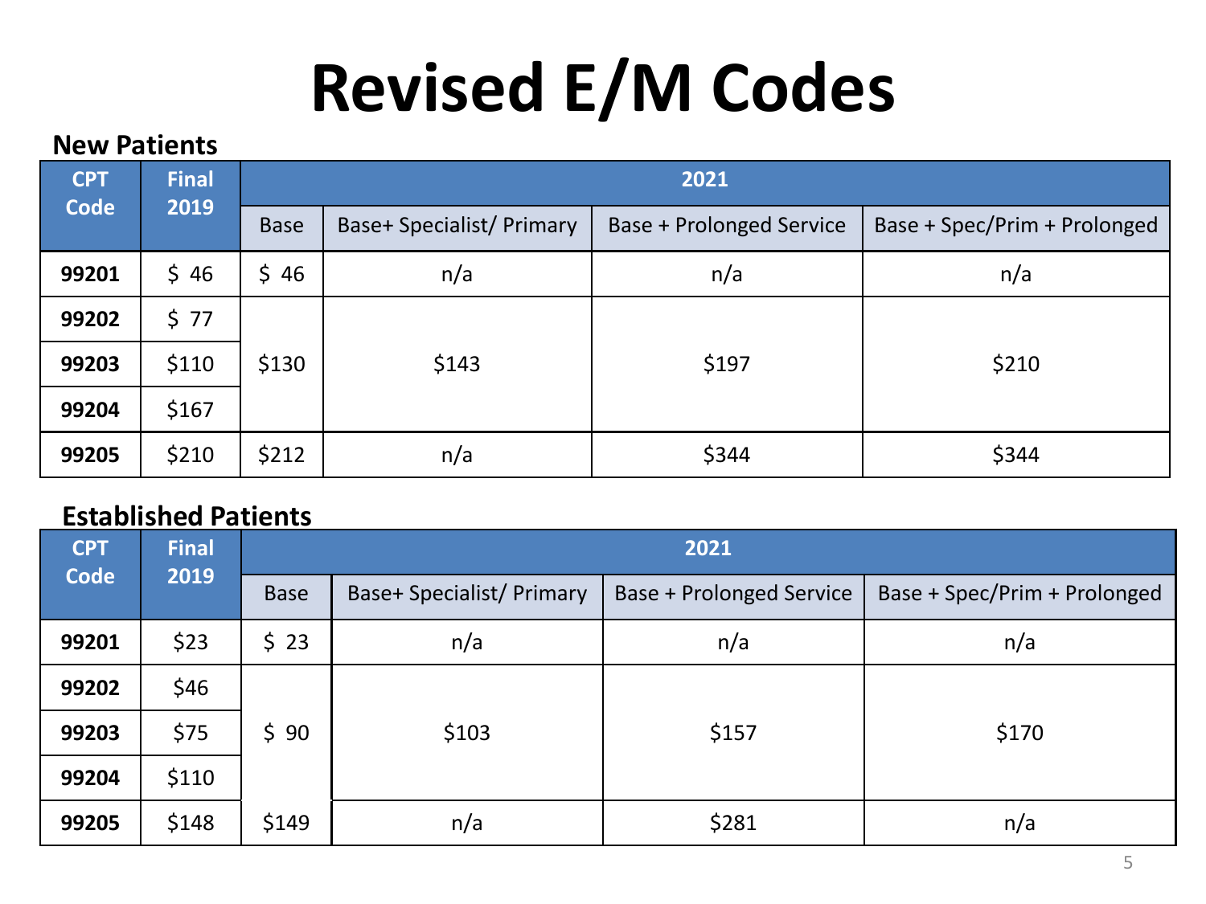# Revised E/M Codes

**New Patients**

| CPT Code | Final 2019 | 2021 | | | |
|---|---|---|---|---|---|
| | | Base | Base+ Specialist/ Primary | Base + Prolonged Service | Base + Spec/Prim + Prolonged |
| **99201** | $ 46 | $ 46 | n/a | n/a | n/a |
| **99202** | $ 77 | $130 | $143 | $197 | $210 |
| **99203** | $110 | | | | |
| **99204** | $167 | | | | |
| **99205** | $210 | $212 | n/a | $344 | $344 |

**Established Patients**

| CPT Code | Final 2019 | 2021 | | | |
|---|---|---|---|---|---|
| | | Base | Base+ Specialist/ Primary | Base + Prolonged Service | Base + Spec/Prim + Prolonged |
| **99201** | $23 | $ 23 | n/a | n/a | n/a |
| **99202** | $46 | $ 90 | $103 | $157 | $170 |
| **99203** | $75 | | | | |
| **99204** | $110 | | | | |
| **99205** | $148 | $149 | n/a | $281 | n/a |